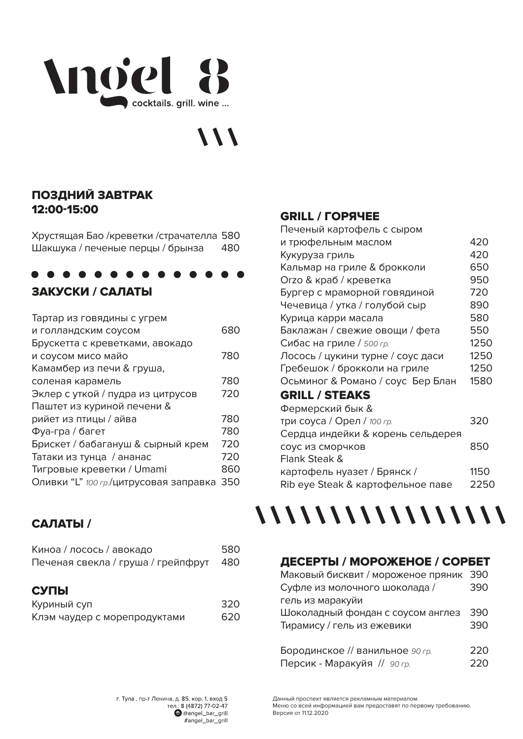# Angel 8

cocktails. grill. wine ...

## ПОЗДНИЙ ЗАВТРАК 12:00-15:00

| | |
|---|---|
| Хрустящая Бао /креветки /страчателла | 580 |
| Шакшука / печеные перцы / брынза | 480 |

## ЗАКУСКИ / САЛАТЫ

| | |
|---|---|
| Тартар из говядины с угрем и голландским соусом | 680 |
| Брускетта с креветками, авокадо и соусом мисо майо | 780 |
| Камамбер из печи & груша, соленая карамель | 780 |
| Эклер с уткой / пудра из цитрусов | 720 |
| Паштет из куриной печени & рийет из птицы / айва | 780 |
| Фуа-гра / багет | 780 |
| Брискет / бабагануш & сырный крем | 720 |
| Татаки из тунца / ананас | 720 |
| Тигровые креветки / Umami | 860 |
| Оливки “L” *100 гр.*/цитрусовая заправка | 350 |

## САЛАТЫ /

| | |
|---|---|
| Киноа / лосось / авокадо | 580 |
| Печеная свекла / груша / грейпфрут | 480 |

## СУПЫ

| | |
|---|---|
| Куриный суп | 320 |
| Клэм чаудер с морепродуктами | 620 |

## GRILL / ГОРЯЧЕЕ

| | |
|---|---|
| Печеный картофель с сыром и трюфельным маслом | 420 |
| Кукуруза гриль | 420 |
| Кальмар на гриле & брокколи | 650 |
| Orzo & краб / креветка | 950 |
| Бургер с мраморной говядиной | 720 |
| Чечевица / утка / голубой сыр | 890 |
| Курица карри масала | 580 |
| Баклажан / свежие овощи / фета | 550 |
| Сибас на гриле / *500 гр.* | 1250 |
| Лосось / цукини турне / соус даси | 1250 |
| Гребешок / брокколи на гриле | 1250 |
| Осьминог & Романо / соус Бер Блан | 1580 |

## GRILL / STEAKS

| | |
|---|---|
| Фермерский бык & три соуса / Орел / *100 гр.* | 320 |
| Сердца индейки & корень сельдерея соус из сморчков | 850 |
| Flank Steak & картофель нуазет / Брянск / | 1150 |
| Rib eye Steak & картофельное паве | 2250 |

## ДЕСЕРТЫ / МОРОЖЕНОЕ / СОРБЕТ

| | |
|---|---|
| Маковый бисквит / мороженое пряник | 390 |
| Суфле из молочного шоколада / гель из маракуйи | 390 |
| Шоколадный фондан с соусом англез | 390 |
| Тирамису / гель из ежевики | 390 |
| Бородинское // ванильное *90 гр.* | 220 |
| Персик - Маракуйя // *90 гр.* | 220 |

г. Тула , пр-т Ленина, д. 85, кор. 1, вход 5
тел.: 8 (4872) 77-02-47
@angel_bar_grill
#angel_bar_grill

Данный проспект является рекламным материалом.
Меню со всей информацией вам предоставят по первому требованию.
Версия от 11.12.2020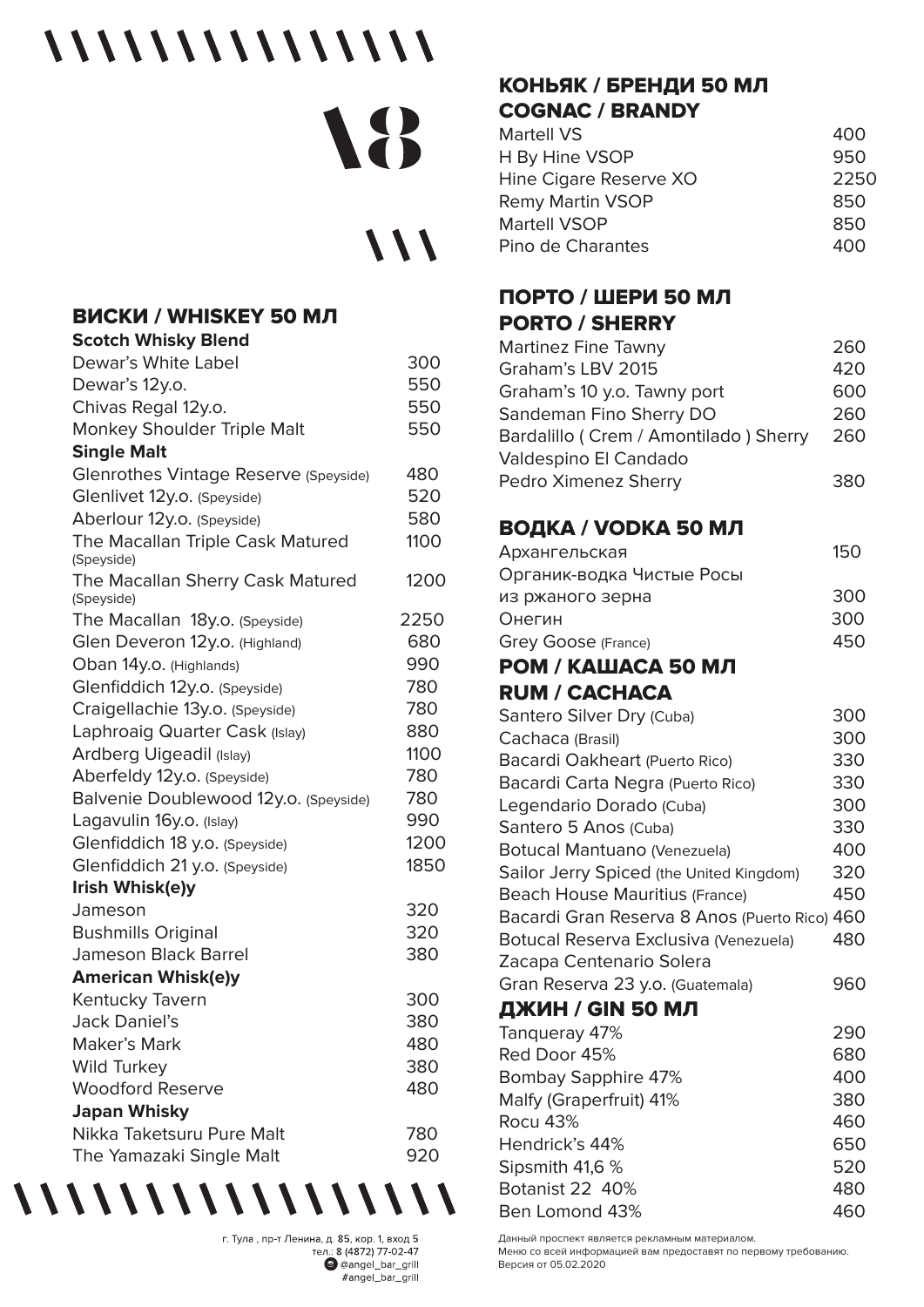18

## ВИСКИ / WHISKEY 50 МЛ

| Scotch Whisky Blend | |
|---|---|
| Dewar's White Label | 300 |
| Dewar's 12y.o. | 550 |
| Chivas Regal 12y.o. | 550 |
| Monkey Shoulder Triple Malt | 550 |
| **Single Malt** | |
| Glenrothes Vintage Reserve (Speyside) | 480 |
| Glenlivet 12y.o. (Speyside) | 520 |
| Aberlour 12y.o. (Speyside) | 580 |
| The Macallan Triple Cask Matured (Speyside) | 1100 |
| The Macallan Sherry Cask Matured (Speyside) | 1200 |
| The Macallan 18y.o. (Speyside) | 2250 |
| Glen Deveron 12y.o. (Highland) | 680 |
| Oban 14y.o. (Highlands) | 990 |
| Glenfiddich 12y.o. (Speyside) | 780 |
| Craigellachie 13y.o. (Speyside) | 780 |
| Laphroaig Quarter Cask (Islay) | 880 |
| Ardberg Uigeadil (Islay) | 1100 |
| Aberfeldy 12y.o. (Speyside) | 780 |
| Balvenie Doublewood 12y.o. (Speyside) | 780 |
| Lagavulin 16y.o. (Islay) | 990 |
| Glenfiddich 18 y.o. (Speyside) | 1200 |
| Glenfiddich 21 y.o. (Speyside) | 1850 |
| **Irish Whisk(e)y** | |
| Jameson | 320 |
| Bushmills Original | 320 |
| Jameson Black Barrel | 380 |
| **American Whisk(e)y** | |
| Kentucky Tavern | 300 |
| Jack Daniel's | 380 |
| Maker's Mark | 480 |
| Wild Turkey | 380 |
| Woodford Reserve | 480 |
| **Japan Whisky** | |
| Nikka Taketsuru Pure Malt | 780 |
| The Yamazaki Single Malt | 920 |

## КОНЬЯК / БРЕНДИ 50 МЛ
## COGNAC / BRANDY

| | |
|---|---|
| Martell VS | 400 |
| H By Hine VSOP | 950 |
| Hine Cigare Reserve XO | 2250 |
| Remy Martin VSOP | 850 |
| Martell VSOP | 850 |
| Pino de Charantes | 400 |

## ПОРТО / ШЕРИ 50 МЛ
## PORTO / SHERRY

| | |
|---|---|
| Martinez Fine Tawny | 260 |
| Graham's LBV 2015 | 420 |
| Graham's 10 y.o. Tawny port | 600 |
| Sandeman Fino Sherry DO | 260 |
| Bardalillo ( Crem / Amontilado ) Sherry | 260 |
| Valdespino El Candado Pedro Ximenez Sherry | 380 |

## ВОДКА / VODKA 50 МЛ

| | |
|---|---|
| Архангельская | 150 |
| Органик-водка Чистые Росы из ржаного зерна | 300 |
| Онегин | 300 |
| Grey Goose (France) | 450 |

## РОМ / КАШАСА 50 МЛ
## RUM / CACHACA

| | |
|---|---|
| Santero Silver Dry (Cuba) | 300 |
| Cachaca (Brasil) | 300 |
| Bacardi Oakheart (Puerto Rico) | 330 |
| Bacardi Carta Negra (Puerto Rico) | 330 |
| Legendario Dorado (Cuba) | 300 |
| Santero 5 Anos (Cuba) | 330 |
| Botucal Mantuano (Venezuela) | 400 |
| Sailor Jerry Spiced (the United Kingdom) | 320 |
| Beach House Mauritius (France) | 450 |
| Bacardi Gran Reserva 8 Anos (Puerto Rico) | 460 |
| Botucal Reserva Exclusiva (Venezuela) | 480 |
| Zacapa Centenario Solera Gran Reserva 23 y.o. (Guatemala) | 960 |

## ДЖИН / GIN 50 МЛ

| | |
|---|---|
| Tanqueray 47% | 290 |
| Red Door 45% | 680 |
| Bombay Sapphire 47% | 400 |
| Malfy (Graperfruit) 41% | 380 |
| Rocu 43% | 460 |
| Hendrick's 44% | 650 |
| Sipsmith 41,6 % | 520 |
| Botanist 22 40% | 480 |
| Ben Lomond 43% | 460 |

г. Тула , пр-т Ленина, д. 85, кор. 1, вход 5
тел.: 8 (4872) 77-02-47
@angel_bar_grill
#angel_bar_grill

Данный проспект является рекламным материалом.
Меню со всей информацией вам предоставят по первому требованию.
Версия от 05.02.2020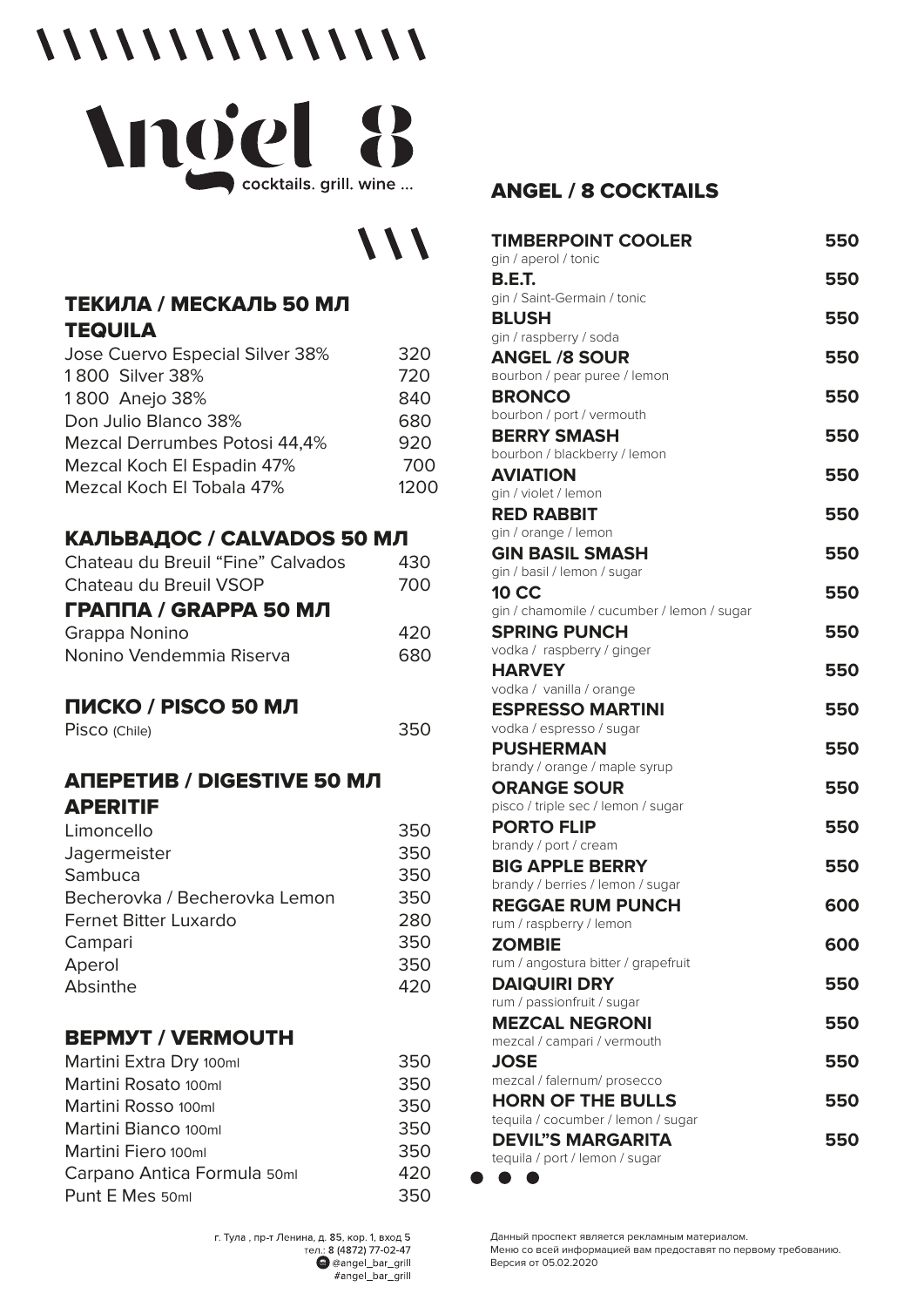# Angel 8

cocktails. grill. wine ...

## ТЕКИЛА / МЕСКАЛЬ 50 МЛ TEQUILA

| | |
|---|---|
| Jose Cuervo Especial Silver 38% | 320 |
| 1 800 Silver 38% | 720 |
| 1 800 Anejo 38% | 840 |
| Don Julio Blanco 38% | 680 |
| Mezcal Derrumbes Potosi 44,4% | 920 |
| Mezcal Koch El Espadin 47% | 700 |
| Mezcal Koch El Tobala 47% | 1200 |

## КАЛЬВАДОС / CALVADOS 50 МЛ

| | |
|---|---|
| Chateau du Breuil "Fine" Calvados | 430 |
| Chateau du Breuil VSOP | 700 |

## ГРАППА / GRAPPA 50 МЛ

| | |
|---|---|
| Grappa Nonino | 420 |
| Nonino Vendemmia Riserva | 680 |

## ПИСКО / PISCO 50 МЛ

| | |
|---|---|
| Pisco (Chile) | 350 |

## АПЕРЕТИВ / DIGESTIVE 50 МЛ APERITIF

| | |
|---|---|
| Limoncello | 350 |
| Jagermeister | 350 |
| Sambuca | 350 |
| Becherovka / Becherovka Lemon | 350 |
| Fernet Bitter Luxardo | 280 |
| Campari | 350 |
| Aperol | 350 |
| Absinthe | 420 |

## ВЕРМУТ / VERMOUTH

| | |
|---|---|
| Martini Extra Dry 100ml | 350 |
| Martini Rosato 100ml | 350 |
| Martini Rosso 100ml | 350 |
| Martini Bianco 100ml | 350 |
| Martini Fiero 100ml | 350 |
| Carpano Antica Formula 50ml | 420 |
| Punt E Mes 50ml | 350 |

## ANGEL / 8 COCKTAILS

| | |
|---|---|
| **TIMBERPOINT COOLER**<br>gin / aperol / tonic | **550** |
| **B.E.T.**<br>gin / Saint-Germain / tonic | **550** |
| **BLUSH**<br>gin / raspberry / soda | **550** |
| **ANGEL /8 SOUR**<br>вourbon / pear puree / lemon | **550** |
| **BRONCO**<br>bourbon / port / vermouth | **550** |
| **BERRY SMASH**<br>bourbon / blackberry / lemon | **550** |
| **AVIATION**<br>gin / violet / lemon | **550** |
| **RED RABBIT**<br>gin / orange / lemon | **550** |
| **GIN BASIL SMASH**<br>gin / basil / lemon / sugar | **550** |
| **10 CC**<br>gin / chamomile / cucumber / lemon / sugar | **550** |
| **SPRING PUNCH**<br>vodka / raspberry / ginger | **550** |
| **HARVEY**<br>vodka / vanilla / orange | **550** |
| **ESPRESSO MARTINI**<br>vodka / espresso / sugar | **550** |
| **PUSHERMAN**<br>brandy / orange / maple syrup | **550** |
| **ORANGE SOUR**<br>pisco / triple sec / lemon / sugar | **550** |
| **PORTO FLIP**<br>brandy / port / cream | **550** |
| **BIG APPLE BERRY**<br>brandy / berries / lemon / sugar | **550** |
| **REGGAE RUM PUNCH**<br>rum / raspberry / lemon | **600** |
| **ZOMBIE**<br>rum / angostura bitter / grapefruit | **600** |
| **DAIQUIRI DRY**<br>rum / passionfruit / sugar | **550** |
| **MEZCAL NEGRONI**<br>mezcal / campari / vermouth | **550** |
| **JOSE**<br>mezcal / falernum/ prosecco | **550** |
| **HORN OF THE BULLS**<br>tequila / cocumber / lemon / sugar | **550** |
| **DEVIL"S MARGARITA**<br>tequila / port / lemon / sugar | **550** |

г. Тула , пр-т Ленина, д. 85, кор. 1, вход 5
тел.: 8 (4872) 77-02-47
@angel_bar_grill
#angel_bar_grill

Данный проспект является рекламным материалом.
Меню со всей информацией вам предоставят по первому требованию.
Версия от 05.02.2020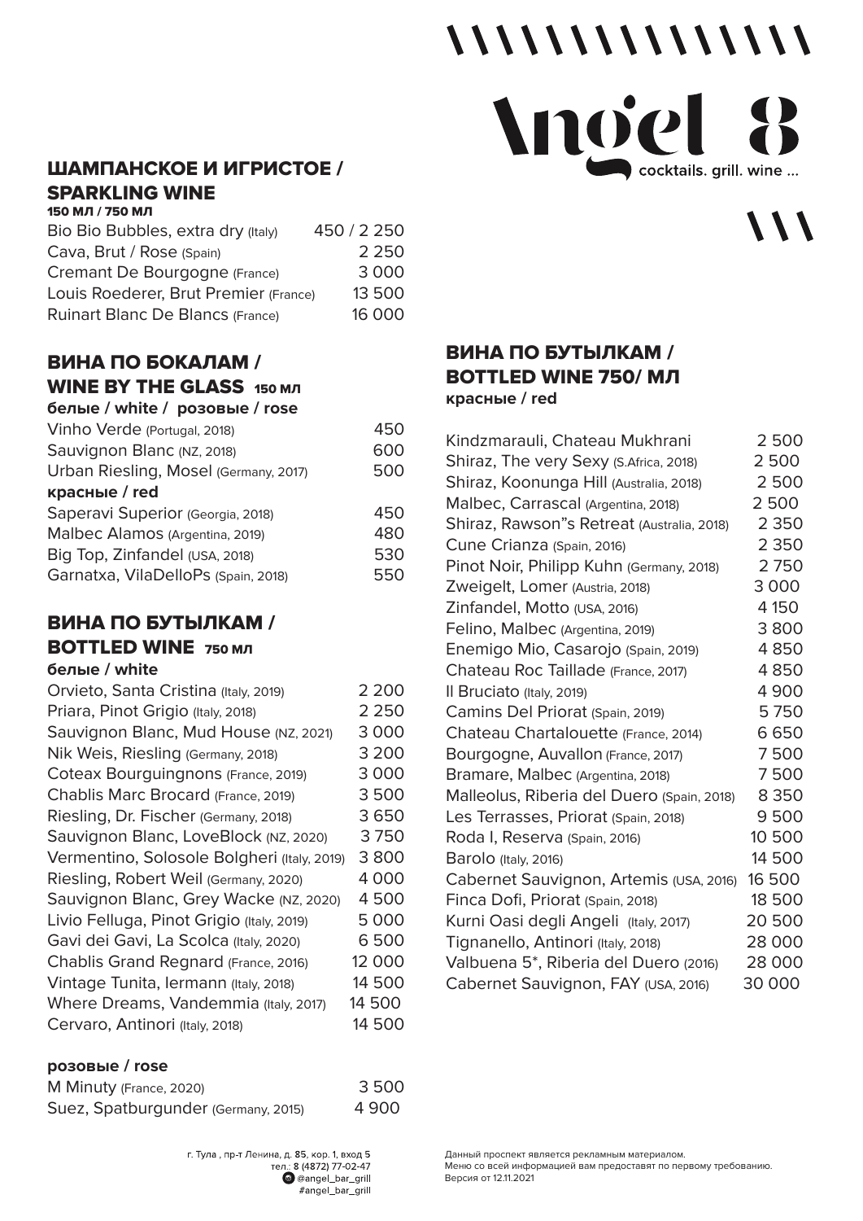# Angel 8

cocktails. grill. wine ...

## ШАМПАНСКОЕ И ИГРИСТОЕ / SPARKLING WINE

**150 МЛ / 750 МЛ**

| | |
|---|---|
| Bio Bio Bubbles, extra dry (Italy) | 450 / 2 250 |
| Cava, Brut / Rose (Spain) | 2 250 |
| Cremant De Bourgogne (France) | 3 000 |
| Louis Roederer, Brut Premier (France) | 13 500 |
| Ruinart Blanc De Blancs (France) | 16 000 |

## ВИНА ПО БОКАЛАМ / WINE BY THE GLASS 150 МЛ

**белые / white / розовые / rose**

| | |
|---|---|
| Vinho Verde (Portugal, 2018) | 450 |
| Sauvignon Blanc (NZ, 2018) | 600 |
| Urban Riesling, Mosel (Germany, 2017) | 500 |

**красные / red**

| | |
|---|---|
| Saperavi Superior (Georgia, 2018) | 450 |
| Malbec Alamos (Argentina, 2019) | 480 |
| Big Top, Zinfandel (USA, 2018) | 530 |
| Garnatxa, VilaDelloPs (Spain, 2018) | 550 |

## ВИНА ПО БУТЫЛКАМ / BOTTLED WINE 750 МЛ

**белые / white**

| | |
|---|---|
| Orvieto, Santa Cristina (Italy, 2019) | 2 200 |
| Priara, Pinot Grigio (Italy, 2018) | 2 250 |
| Sauvignon Blanc, Mud House (NZ, 2021) | 3 000 |
| Nik Weis, Riesling (Germany, 2018) | 3 200 |
| Coteax Bourguingnons (France, 2019) | 3 000 |
| Chablis Marc Brocard (France, 2019) | 3 500 |
| Riesling, Dr. Fischer (Germany, 2018) | 3 650 |
| Sauvignon Blanc, LoveBlock (NZ, 2020) | 3 750 |
| Vermentino, Solosole Bolgheri (Italy, 2019) | 3 800 |
| Riesling, Robert Weil (Germany, 2020) | 4 000 |
| Sauvignon Blanc, Grey Wacke (NZ, 2020) | 4 500 |
| Livio Felluga, Pinot Grigio (Italy, 2019) | 5 000 |
| Gavi dei Gavi, La Scolca (Italy, 2020) | 6 500 |
| Chablis Grand Regnard (France, 2016) | 12 000 |
| Vintage Tunita, Iermann (Italy, 2018) | 14 500 |
| Where Dreams, Vandemmia (Italy, 2017) | 14 500 |
| Cervaro, Antinori (Italy, 2018) | 14 500 |

**розовые / rose**

| | |
|---|---|
| M Minuty (France, 2020) | 3 500 |
| Suez, Spatburgunder (Germany, 2015) | 4 900 |

## ВИНА ПО БУТЫЛКАМ / BOTTLED WINE 750/ МЛ

**красные / red**

| | |
|---|---|
| Kindzmarauli, Chateau Mukhrani | 2 500 |
| Shiraz, The very Sexy (S.Africa, 2018) | 2 500 |
| Shiraz, Koonunga Hill (Australia, 2018) | 2 500 |
| Malbec, Carrascal (Argentina, 2018) | 2 500 |
| Shiraz, Rawson"s Retreat (Australia, 2018) | 2 350 |
| Cune Crianza (Spain, 2016) | 2 350 |
| Pinot Noir, Philipp Kuhn (Germany, 2018) | 2 750 |
| Zweigelt, Lomer (Austria, 2018) | 3 000 |
| Zinfandel, Motto (USA, 2016) | 4 150 |
| Felino, Malbec (Argentina, 2019) | 3 800 |
| Enemigo Mio, Casarojo (Spain, 2019) | 4 850 |
| Chateau Roc Taillade (France, 2017) | 4 850 |
| Il Bruciato (Italy, 2019) | 4 900 |
| Camins Del Priorat (Spain, 2019) | 5 750 |
| Chateau Chartalouette (France, 2014) | 6 650 |
| Bourgogne, Auvallon (France, 2017) | 7 500 |
| Bramare, Malbec (Argentina, 2018) | 7 500 |
| Malleolus, Riberia del Duero (Spain, 2018) | 8 350 |
| Les Terrasses, Priorat (Spain, 2018) | 9 500 |
| Roda I, Reserva (Spain, 2016) | 10 500 |
| Barolo (Italy, 2016) | 14 500 |
| Cabernet Sauvignon, Artemis (USA, 2016) | 16 500 |
| Finca Dofi, Priorat (Spain, 2018) | 18 500 |
| Kurni Oasi degli Angeli (Italy, 2017) | 20 500 |
| Tignanello, Antinori (Italy, 2018) | 28 000 |
| Valbuena 5*, Riberia del Duero (2016) | 28 000 |
| Cabernet Sauvignon, FAY (USA, 2016) | 30 000 |

г. Тула , пр-т Ленина, д. 85, кор. 1, вход 5
тел.: 8 (4872) 77-02-47
@angel_bar_grill
#angel_bar_grill

Данный проспект является рекламным материалом.
Меню со всей информацией вам предоставят по первому требованию.
Версия от 12.11.2021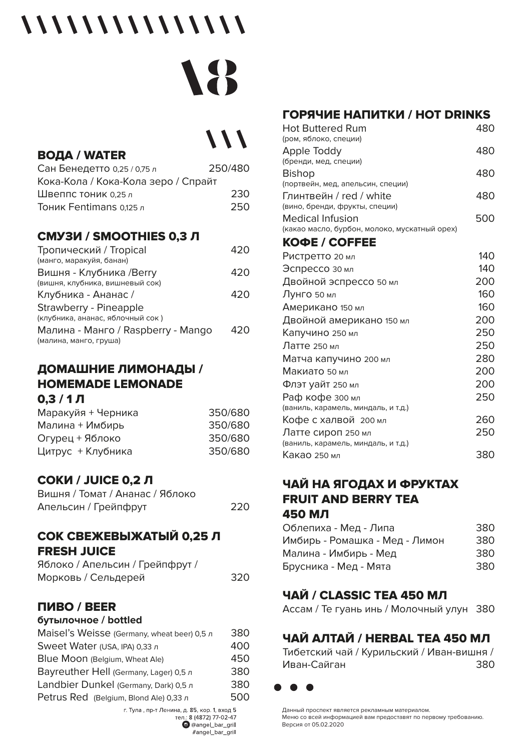\\\\\\\\\\\\\\

18

\\\

## ВОДА / WATER

| | |
|---|---|
| Сан Бенедетто 0,25 / 0,75 л | 250/480 |
| Кока-Кола / Кока-Кола зеро / Спрайт | |
| Швеппс тоник 0,25 л | 230 |
| Тоник Fentimans 0,125 л | 250 |

## СМУЗИ / SMOOTHIES 0,3 Л

| | |
|---|---|
| Тропический / Tropical (манго, маракуйя, банан) | 420 |
| Вишня - Клубника /Berry (вишня, клубника, вишневый сок) | 420 |
| Клубника - Ананас / Strawberry - Pineapple (клубника, ананас, яблочный сок ) | 420 |
| Малина - Манго / Raspberry - Mango (малина, манго, груша) | 420 |

## ДОМАШНИЕ ЛИМОНАДЫ / HOMEMADE LEMONADE 0,3 / 1 Л

| | |
|---|---|
| Маракуйя + Черника | 350/680 |
| Малина + Имбирь | 350/680 |
| Огурец + Яблоко | 350/680 |
| Цитрус + Клубника | 350/680 |

## СОКИ / JUICE 0,2 Л

| | |
|---|---|
| Вишня / Томат / Ананас / Яблоко | |
| Апельсин / Грейпфрут | 220 |

## СОК СВЕЖЕВЫЖАТЫЙ 0,25 Л FRESH JUICE

| | |
|---|---|
| Яблоко / Апельсин / Грейпфрут / Морковь / Сельдерей | 320 |

## ПИВО / BEER

**бутылочное / bottled**

| | |
|---|---|
| Maisel's Weisse (Germany, wheat beer) 0,5 л | 380 |
| Sweet Water (USA, IPA) 0,33 л | 400 |
| Blue Moon (Belgium, Wheat Ale) | 450 |
| Bayreuther Hell (Germany, Lager) 0,5 л | 380 |
| Landbier Dunkel (Germany, Dark) 0,5 л | 380 |
| Petrus Red (Belgium, Blond Ale) 0,33 л | 500 |

г. Тула , пр-т Ленина, д. 85, кор. 1, вход 5
тел.: 8 (4872) 77-02-47
@angel_bar_grill
#angel_bar_grill

## ГОРЯЧИЕ НАПИТКИ / HOT DRINKS

| | |
|---|---|
| Hot Buttered Rum (ром, яблоко, специи) | 480 |
| Apple Toddy (бренди, мед, специи) | 480 |
| Bishop (портвейн, мед, апельсин, специи) | 480 |
| Глинтвейн / red / white (вино, бренди, фрукты, специи) | 480 |
| Medical Infusion (какао масло, бурбон, молоко, мускатный орех) | 500 |

## КОФЕ / COFFEE

| | |
|---|---|
| Ристретто 20 мл | 140 |
| Эспрессо 30 мл | 140 |
| Двойной эспрессо 50 мл | 200 |
| Лунго 50 мл | 160 |
| Американо 150 мл | 160 |
| Двойной американо 150 мл | 200 |
| Капучино 250 мл | 250 |
| Латте 250 мл | 250 |
| Матча капучино 200 мл | 280 |
| Макиато 50 мл | 200 |
| Флэт уайт 250 мл | 200 |
| Раф кофе 300 мл (ваниль, карамель, миндаль, и т.д.) | 250 |
| Кофе с халвой 200 мл | 260 |
| Латте сироп 250 мл (ваниль, карамель, миндаль, и т.д.) | 250 |
| Какао 250 мл | 380 |

## ЧАЙ НА ЯГОДАХ И ФРУКТАХ FRUIT AND BERRY TEA 450 МЛ

| | |
|---|---|
| Облепиха - Мед - Липа | 380 |
| Имбирь - Ромашка - Мед - Лимон | 380 |
| Малина - Имбирь - Мед | 380 |
| Брусника - Мед - Мята | 380 |

## ЧАЙ / CLASSIC TEA 450 МЛ

| | |
|---|---|
| Ассам / Те гуань инь / Молочный улун | 380 |

## ЧАЙ АЛТАЙ / HERBAL TEA 450 МЛ

| | |
|---|---|
| Тибетский чай / Курильский / Иван-вишня / Иван-Сайган | 380 |

Данный проспект является рекламным материалом.
Меню со всей информацией вам предоставят по первому требованию.
Версия от 05.02.2020